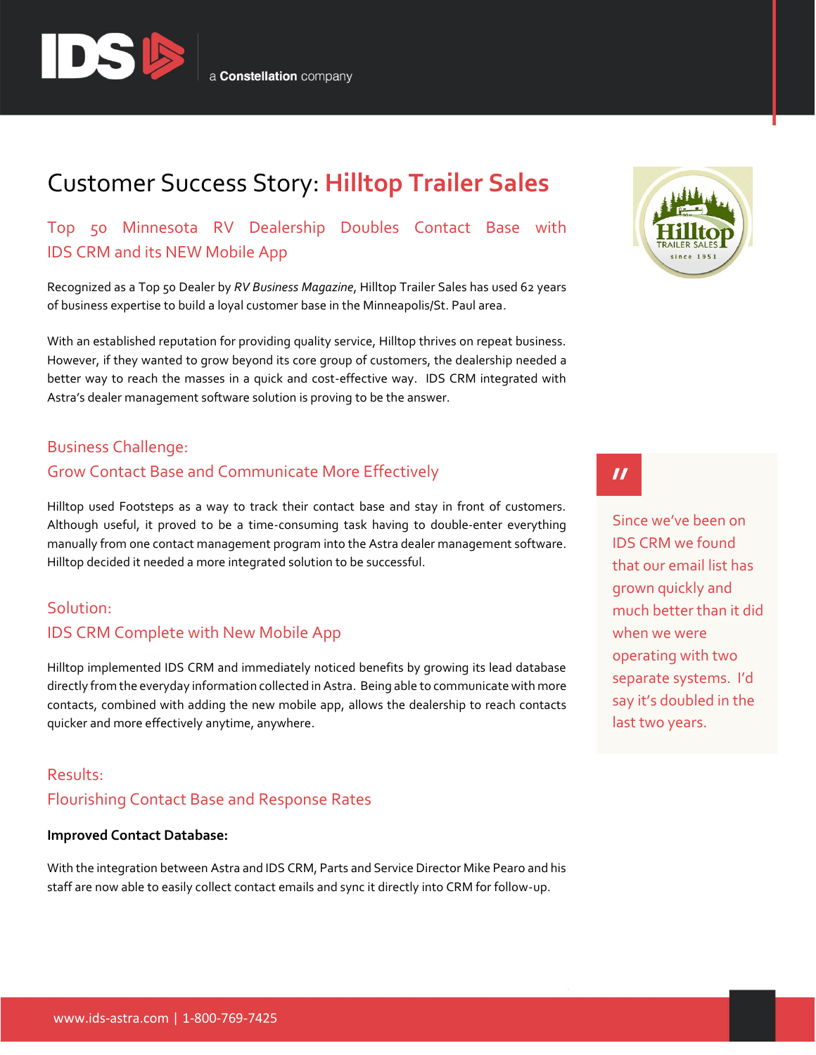# Customer Success Story: Hilltop Trailer Sales

## Top 50 Minnesota RV Dealership Doubles Contact Base with IDS CRM and its NEW Mobile App

Recognized as a Top 50 Dealer by *RV Business Magazine*, Hilltop Trailer Sales has used 62 years of business expertise to build a loyal customer base in the Minneapolis/St. Paul area.

With an established reputation for providing quality service, Hilltop thrives on repeat business. However, if they wanted to grow beyond its core group of customers, the dealership needed a better way to reach the masses in a quick and cost-effective way. IDS CRM integrated with Astra's dealer management software solution is proving to be the answer.

## Business Challenge: Grow Contact Base and Communicate More Effectively

Hilltop used Footsteps as a way to track their contact base and stay in front of customers. Although useful, it proved to be a time-consuming task having to double-enter everything manually from one contact management program into the Astra dealer management software. Hilltop decided it needed a more integrated solution to be successful.

> "Since we've been on IDS CRM we found that our email list has grown quickly and much better than it did when we were operating with two separate systems. I'd say it's doubled in the last two years.

## Solution: IDS CRM Complete with New Mobile App

Hilltop implemented IDS CRM and immediately noticed benefits by growing its lead database directly from the everyday information collected in Astra. Being able to communicate with more contacts, combined with adding the new mobile app, allows the dealership to reach contacts quicker and more effectively anytime, anywhere.

## Results: Flourishing Contact Base and Response Rates

**Improved Contact Database:**

With the integration between Astra and IDS CRM, Parts and Service Director Mike Pearo and his staff are now able to easily collect contact emails and sync it directly into CRM for follow-up.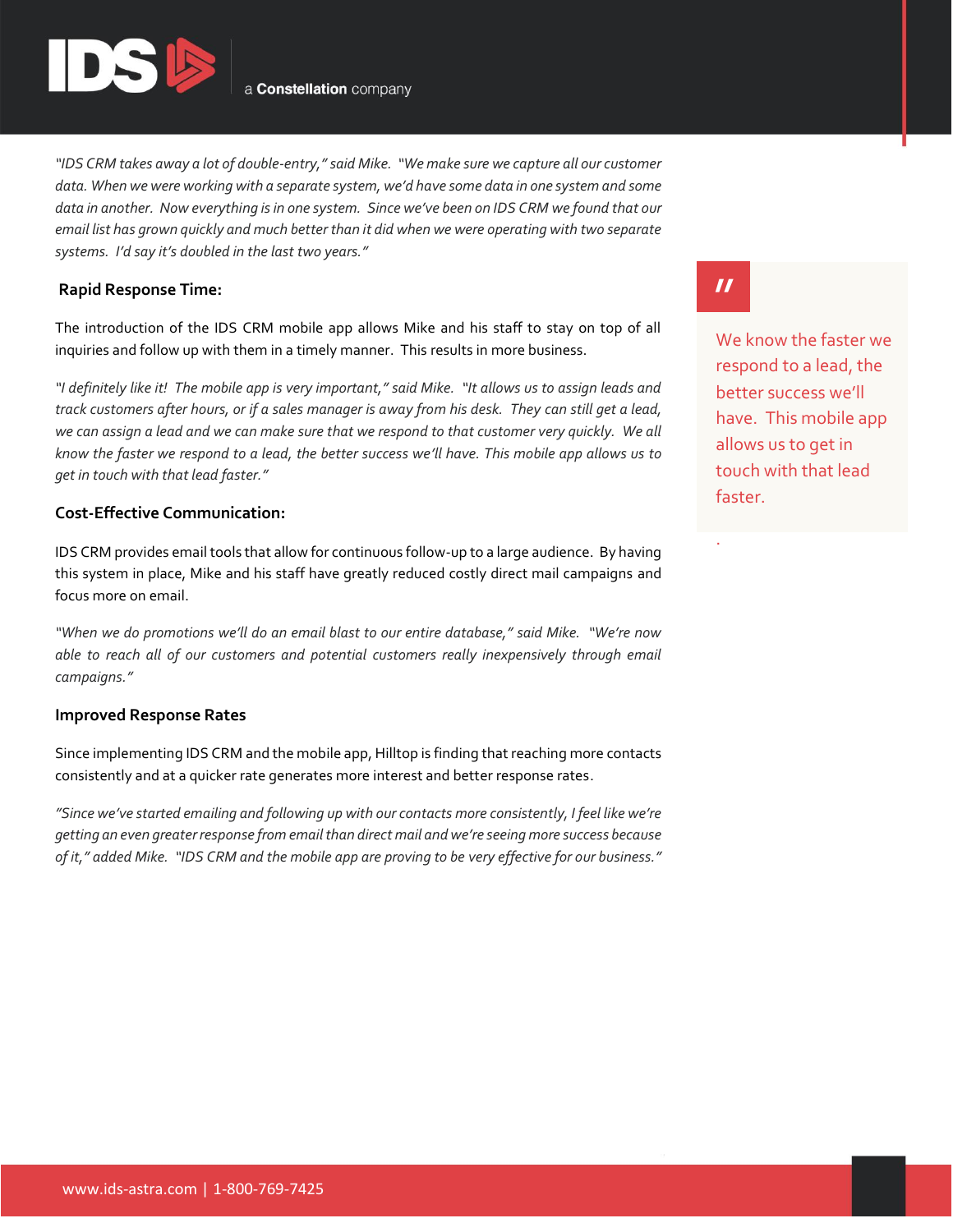*"IDS CRM takes away a lot of double-entry," said Mike. "We make sure we capture all our customer data. When we were working with a separate system, we'd have some data in one system and some data in another. Now everything is in one system. Since we've been on IDS CRM we found that our email list has grown quickly and much better than it did when we were operating with two separate systems. I'd say it's doubled in the last two years."*

**Rapid Response Time:**

The introduction of the IDS CRM mobile app allows Mike and his staff to stay on top of all inquiries and follow up with them in a timely manner. This results in more business.

*"I definitely like it! The mobile app is very important," said Mike. "It allows us to assign leads and track customers after hours, or if a sales manager is away from his desk. They can still get a lead, we can assign a lead and we can make sure that we respond to that customer very quickly. We all know the faster we respond to a lead, the better success we'll have. This mobile app allows us to get in touch with that lead faster."*

> We know the faster we respond to a lead, the better success we'll have. This mobile app allows us to get in touch with that lead faster.

**Cost-Effective Communication:**

IDS CRM provides email tools that allow for continuous follow-up to a large audience. By having this system in place, Mike and his staff have greatly reduced costly direct mail campaigns and focus more on email.

*"When we do promotions we'll do an email blast to our entire database," said Mike. "We're now able to reach all of our customers and potential customers really inexpensively through email campaigns."*

**Improved Response Rates**

Since implementing IDS CRM and the mobile app, Hilltop is finding that reaching more contacts consistently and at a quicker rate generates more interest and better response rates.

*"Since we've started emailing and following up with our contacts more consistently, I feel like we're getting an even greater response from email than direct mail and we're seeing more success because of it," added Mike. "IDS CRM and the mobile app are proving to be very effective for our business."*